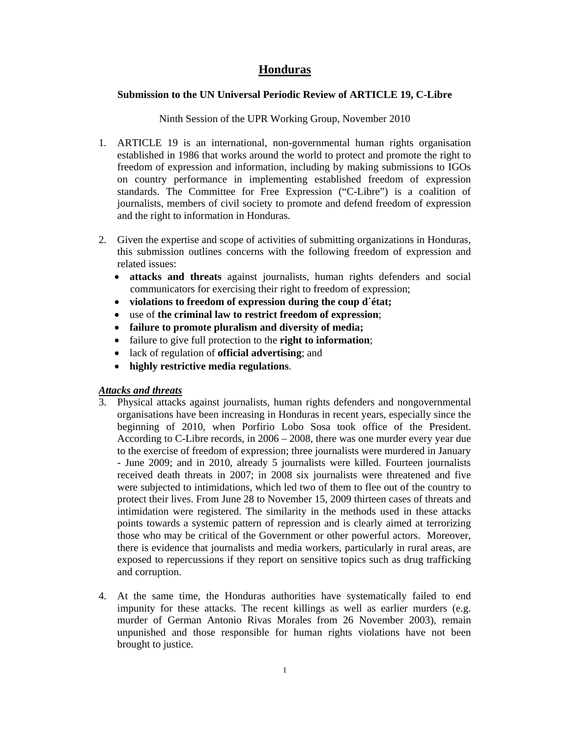# Honduras

**Submission to the UN Universal Periodic Review of ARTICLE 19, C-Libre**

Ninth Session of the UPR Working Group, November 2010

1. ARTICLE 19 is an international, non-governmental human rights organisation established in 1986 that works around the world to protect and promote the right to freedom of expression and information, including by making submissions to IGOs on country performance in implementing established freedom of expression standards. The Committee for Free Expression ("C-Libre") is a coalition of journalists, members of civil society to promote and defend freedom of expression and the right to information in Honduras.

2. Given the expertise and scope of activities of submitting organizations in Honduras, this submission outlines concerns with the following freedom of expression and related issues:
   - **attacks and threats** against journalists, human rights defenders and social communicators for exercising their right to freedom of expression;
   - **violations to freedom of expression during the coup d´état;**
   - use of **the criminal law to restrict freedom of expression**;
   - **failure to promote pluralism and diversity of media;**
   - failure to give full protection to the **right to information**;
   - lack of regulation of **official advertising**; and
   - **highly restrictive media regulations**.

***Attacks and threats***

3. Physical attacks against journalists, human rights defenders and nongovernmental organisations have been increasing in Honduras in recent years, especially since the beginning of 2010, when Porfirio Lobo Sosa took office of the President. According to C-Libre records, in 2006 – 2008, there was one murder every year due to the exercise of freedom of expression; three journalists were murdered in January - June 2009; and in 2010, already 5 journalists were killed. Fourteen journalists received death threats in 2007; in 2008 six journalists were threatened and five were subjected to intimidations, which led two of them to flee out of the country to protect their lives. From June 28 to November 15, 2009 thirteen cases of threats and intimidation were registered. The similarity in the methods used in these attacks points towards a systemic pattern of repression and is clearly aimed at terrorizing those who may be critical of the Government or other powerful actors. Moreover, there is evidence that journalists and media workers, particularly in rural areas, are exposed to repercussions if they report on sensitive topics such as drug trafficking and corruption.

4. At the same time, the Honduras authorities have systematically failed to end impunity for these attacks. The recent killings as well as earlier murders (e.g. murder of German Antonio Rivas Morales from 26 November 2003), remain unpunished and those responsible for human rights violations have not been brought to justice.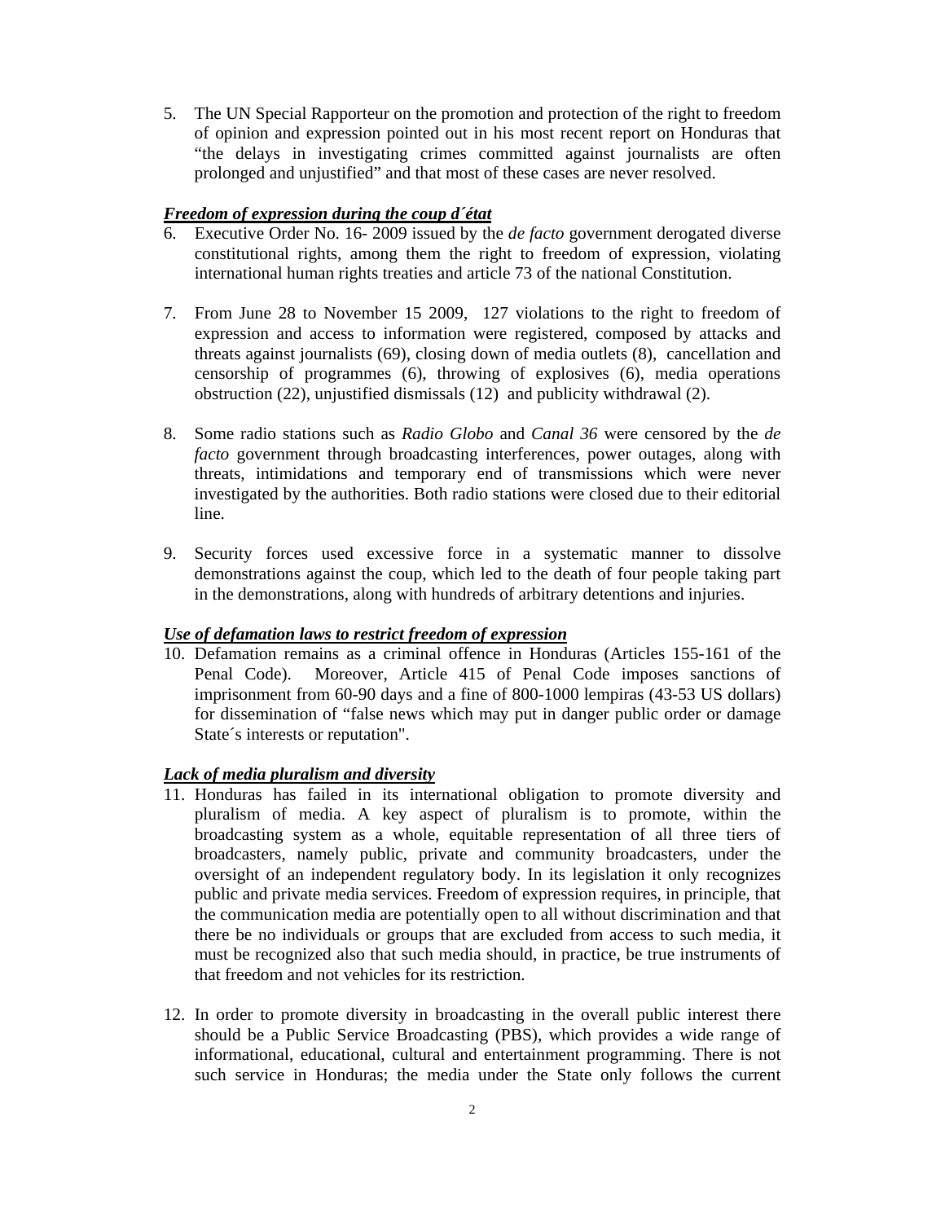5. The UN Special Rapporteur on the promotion and protection of the right to freedom of opinion and expression pointed out in his most recent report on Honduras that "the delays in investigating crimes committed against journalists are often prolonged and unjustified" and that most of these cases are never resolved.

***Freedom of expression during the coup d´état***

6. Executive Order No. 16- 2009 issued by the *de facto* government derogated diverse constitutional rights, among them the right to freedom of expression, violating international human rights treaties and article 73 of the national Constitution.

7. From June 28 to November 15 2009, 127 violations to the right to freedom of expression and access to information were registered, composed by attacks and threats against journalists (69), closing down of media outlets (8), cancellation and censorship of programmes (6), throwing of explosives (6), media operations obstruction (22), unjustified dismissals (12) and publicity withdrawal (2).

8. Some radio stations such as *Radio Globo* and *Canal 36* were censored by the *de facto* government through broadcasting interferences, power outages, along with threats, intimidations and temporary end of transmissions which were never investigated by the authorities. Both radio stations were closed due to their editorial line.

9. Security forces used excessive force in a systematic manner to dissolve demonstrations against the coup, which led to the death of four people taking part in the demonstrations, along with hundreds of arbitrary detentions and injuries.

***Use of defamation laws to restrict freedom of expression***

10. Defamation remains as a criminal offence in Honduras (Articles 155-161 of the Penal Code). Moreover, Article 415 of Penal Code imposes sanctions of imprisonment from 60-90 days and a fine of 800-1000 lempiras (43-53 US dollars) for dissemination of "false news which may put in danger public order or damage State´s interests or reputation".

***Lack of media pluralism and diversity***

11. Honduras has failed in its international obligation to promote diversity and pluralism of media. A key aspect of pluralism is to promote, within the broadcasting system as a whole, equitable representation of all three tiers of broadcasters, namely public, private and community broadcasters, under the oversight of an independent regulatory body. In its legislation it only recognizes public and private media services. Freedom of expression requires, in principle, that the communication media are potentially open to all without discrimination and that there be no individuals or groups that are excluded from access to such media, it must be recognized also that such media should, in practice, be true instruments of that freedom and not vehicles for its restriction.

12. In order to promote diversity in broadcasting in the overall public interest there should be a Public Service Broadcasting (PBS), which provides a wide range of informational, educational, cultural and entertainment programming. There is not such service in Honduras; the media under the State only follows the current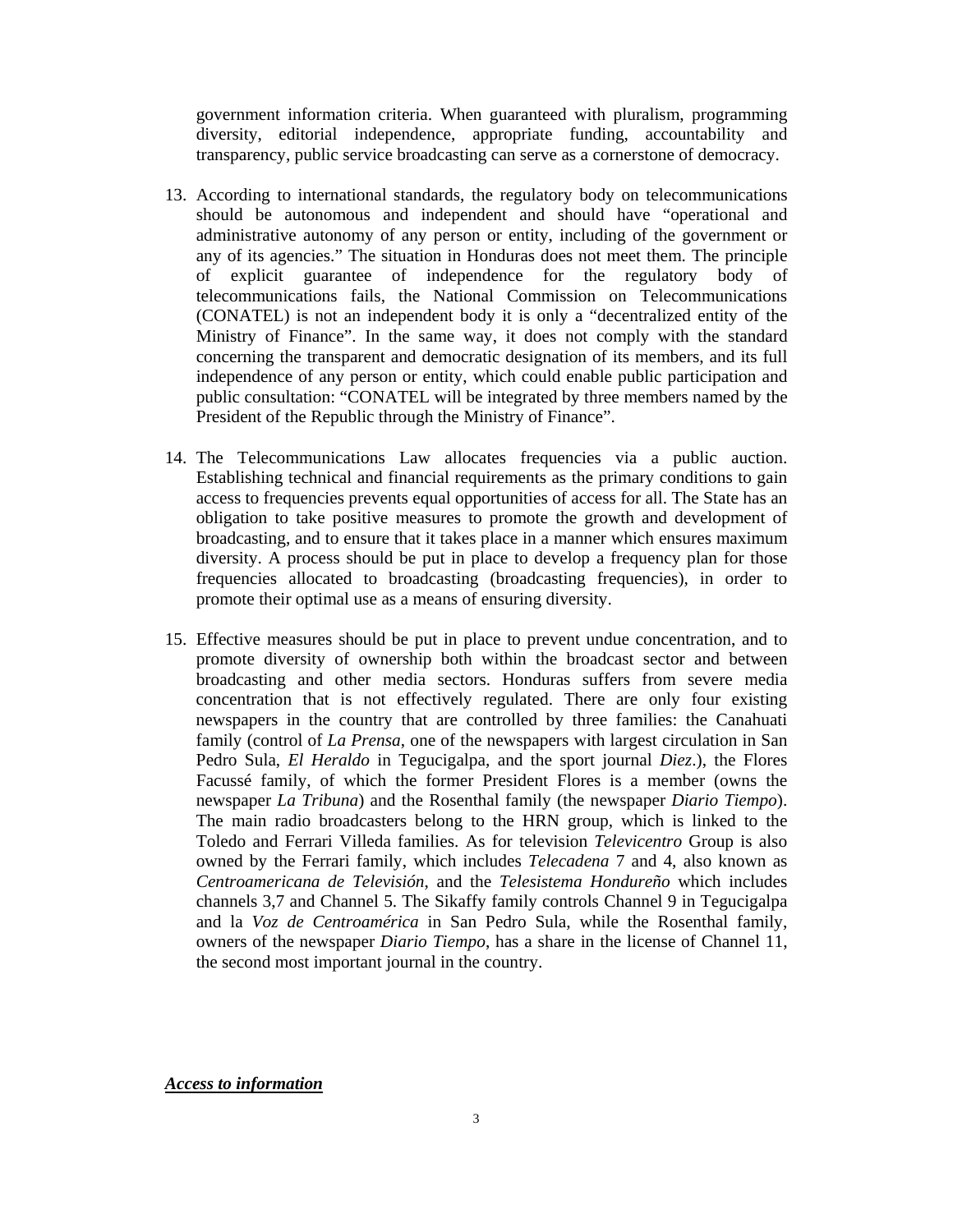government information criteria. When guaranteed with pluralism, programming diversity, editorial independence, appropriate funding, accountability and transparency, public service broadcasting can serve as a cornerstone of democracy.

13. According to international standards, the regulatory body on telecommunications should be autonomous and independent and should have "operational and administrative autonomy of any person or entity, including of the government or any of its agencies." The situation in Honduras does not meet them. The principle of explicit guarantee of independence for the regulatory body of telecommunications fails, the National Commission on Telecommunications (CONATEL) is not an independent body it is only a "decentralized entity of the Ministry of Finance". In the same way, it does not comply with the standard concerning the transparent and democratic designation of its members, and its full independence of any person or entity, which could enable public participation and public consultation: "CONATEL will be integrated by three members named by the President of the Republic through the Ministry of Finance".

14. The Telecommunications Law allocates frequencies via a public auction. Establishing technical and financial requirements as the primary conditions to gain access to frequencies prevents equal opportunities of access for all. The State has an obligation to take positive measures to promote the growth and development of broadcasting, and to ensure that it takes place in a manner which ensures maximum diversity. A process should be put in place to develop a frequency plan for those frequencies allocated to broadcasting (broadcasting frequencies), in order to promote their optimal use as a means of ensuring diversity.

15. Effective measures should be put in place to prevent undue concentration, and to promote diversity of ownership both within the broadcast sector and between broadcasting and other media sectors. Honduras suffers from severe media concentration that is not effectively regulated. There are only four existing newspapers in the country that are controlled by three families: the Canahuati family (control of *La Prensa*, one of the newspapers with largest circulation in San Pedro Sula, *El Heraldo* in Tegucigalpa, and the sport journal *Diez*.), the Flores Facussé family, of which the former President Flores is a member (owns the newspaper *La Tribuna*) and the Rosenthal family (the newspaper *Diario Tiempo*). The main radio broadcasters belong to the HRN group, which is linked to the Toledo and Ferrari Villeda families. As for television *Televicentro* Group is also owned by the Ferrari family, which includes *Telecadena* 7 and 4, also known as *Centroamericana de Televisión*, and the *Telesistema Hondureño* which includes channels 3,7 and Channel 5. The Sikaffy family controls Channel 9 in Tegucigalpa and la *Voz de Centroamérica* in San Pedro Sula, while the Rosenthal family, owners of the newspaper *Diario Tiempo*, has a share in the license of Channel 11, the second most important journal in the country.

***Access to information***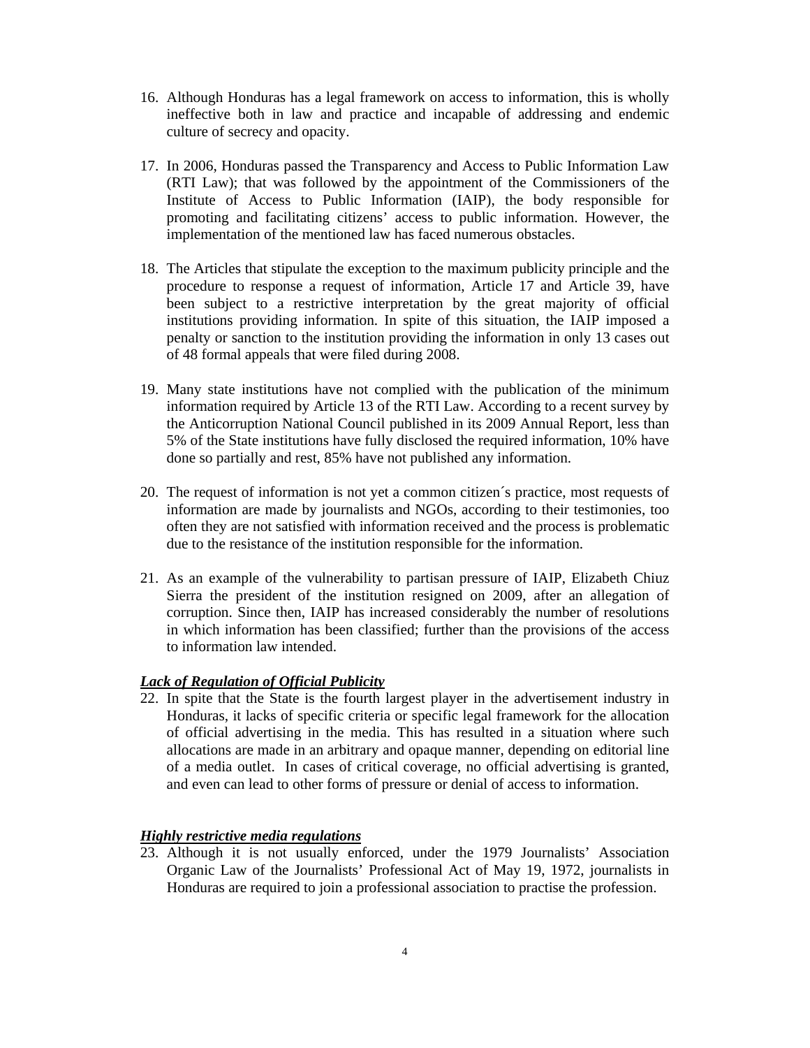16. Although Honduras has a legal framework on access to information, this is wholly ineffective both in law and practice and incapable of addressing and endemic culture of secrecy and opacity.

17. In 2006, Honduras passed the Transparency and Access to Public Information Law (RTI Law); that was followed by the appointment of the Commissioners of the Institute of Access to Public Information (IAIP), the body responsible for promoting and facilitating citizens' access to public information. However, the implementation of the mentioned law has faced numerous obstacles.

18. The Articles that stipulate the exception to the maximum publicity principle and the procedure to response a request of information, Article 17 and Article 39, have been subject to a restrictive interpretation by the great majority of official institutions providing information. In spite of this situation, the IAIP imposed a penalty or sanction to the institution providing the information in only 13 cases out of 48 formal appeals that were filed during 2008.

19. Many state institutions have not complied with the publication of the minimum information required by Article 13 of the RTI Law. According to a recent survey by the Anticorruption National Council published in its 2009 Annual Report, less than 5% of the State institutions have fully disclosed the required information, 10% have done so partially and rest, 85% have not published any information.

20. The request of information is not yet a common citizen´s practice, most requests of information are made by journalists and NGOs, according to their testimonies, too often they are not satisfied with information received and the process is problematic due to the resistance of the institution responsible for the information.

21. As an example of the vulnerability to partisan pressure of IAIP, Elizabeth Chiuz Sierra the president of the institution resigned on 2009, after an allegation of corruption. Since then, IAIP has increased considerably the number of resolutions in which information has been classified; further than the provisions of the access to information law intended.

***Lack of Regulation of Official Publicity***

22. In spite that the State is the fourth largest player in the advertisement industry in Honduras, it lacks of specific criteria or specific legal framework for the allocation of official advertising in the media. This has resulted in a situation where such allocations are made in an arbitrary and opaque manner, depending on editorial line of a media outlet. In cases of critical coverage, no official advertising is granted, and even can lead to other forms of pressure or denial of access to information.

***Highly restrictive media regulations***

23. Although it is not usually enforced, under the 1979 Journalists' Association Organic Law of the Journalists' Professional Act of May 19, 1972, journalists in Honduras are required to join a professional association to practise the profession.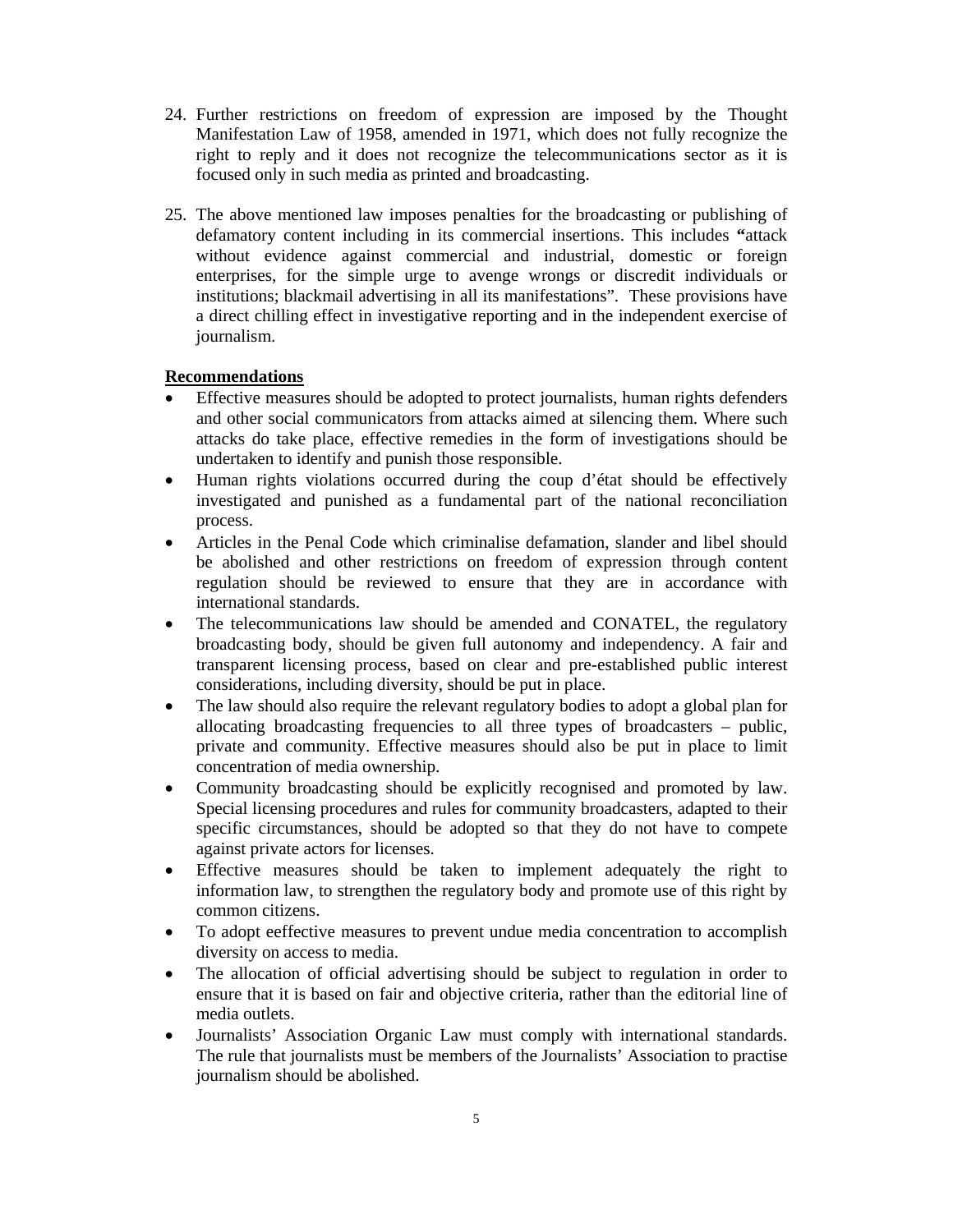24. Further restrictions on freedom of expression are imposed by the Thought Manifestation Law of 1958, amended in 1971, which does not fully recognize the right to reply and it does not recognize the telecommunications sector as it is focused only in such media as printed and broadcasting.

25. The above mentioned law imposes penalties for the broadcasting or publishing of defamatory content including in its commercial insertions. This includes **"**attack without evidence against commercial and industrial, domestic or foreign enterprises, for the simple urge to avenge wrongs or discredit individuals or institutions; blackmail advertising in all its manifestations". These provisions have a direct chilling effect in investigative reporting and in the independent exercise of journalism.

**Recommendations**

- Effective measures should be adopted to protect journalists, human rights defenders and other social communicators from attacks aimed at silencing them. Where such attacks do take place, effective remedies in the form of investigations should be undertaken to identify and punish those responsible.
- Human rights violations occurred during the coup d'état should be effectively investigated and punished as a fundamental part of the national reconciliation process.
- Articles in the Penal Code which criminalise defamation, slander and libel should be abolished and other restrictions on freedom of expression through content regulation should be reviewed to ensure that they are in accordance with international standards.
- The telecommunications law should be amended and CONATEL, the regulatory broadcasting body, should be given full autonomy and independency. A fair and transparent licensing process, based on clear and pre-established public interest considerations, including diversity, should be put in place.
- The law should also require the relevant regulatory bodies to adopt a global plan for allocating broadcasting frequencies to all three types of broadcasters – public, private and community. Effective measures should also be put in place to limit concentration of media ownership.
- Community broadcasting should be explicitly recognised and promoted by law. Special licensing procedures and rules for community broadcasters, adapted to their specific circumstances, should be adopted so that they do not have to compete against private actors for licenses.
- Effective measures should be taken to implement adequately the right to information law, to strengthen the regulatory body and promote use of this right by common citizens.
- To adopt eeffective measures to prevent undue media concentration to accomplish diversity on access to media.
- The allocation of official advertising should be subject to regulation in order to ensure that it is based on fair and objective criteria, rather than the editorial line of media outlets.
- Journalists' Association Organic Law must comply with international standards. The rule that journalists must be members of the Journalists' Association to practise journalism should be abolished.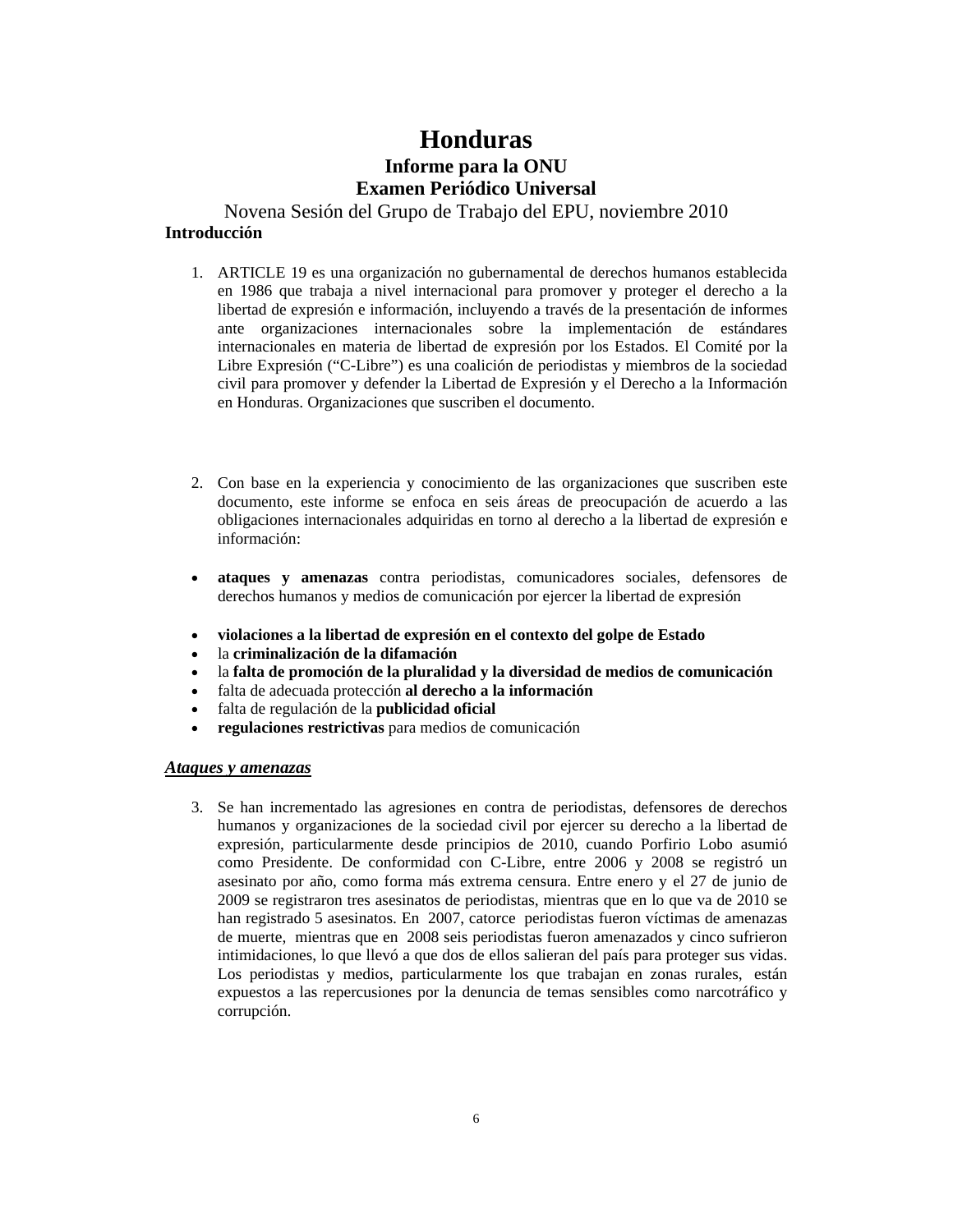# Honduras

## Informe para la ONU

## Examen Periódico Universal

Novena Sesión del Grupo de Trabajo del EPU, noviembre 2010

**Introducción**

1. ARTICLE 19 es una organización no gubernamental de derechos humanos establecida en 1986 que trabaja a nivel internacional para promover y proteger el derecho a la libertad de expresión e información, incluyendo a través de la presentación de informes ante organizaciones internacionales sobre la implementación de estándares internacionales en materia de libertad de expresión por los Estados. El Comité por la Libre Expresión ("C-Libre") es una coalición de periodistas y miembros de la sociedad civil para promover y defender la Libertad de Expresión y el Derecho a la Información en Honduras. Organizaciones que suscriben el documento.

2. Con base en la experiencia y conocimiento de las organizaciones que suscriben este documento, este informe se enfoca en seis áreas de preocupación de acuerdo a las obligaciones internacionales adquiridas en torno al derecho a la libertad de expresión e información:

- **ataques y amenazas** contra periodistas, comunicadores sociales, defensores de derechos humanos y medios de comunicación por ejercer la libertad de expresión
- **violaciones a la libertad de expresión en el contexto del golpe de Estado**
- la **criminalización de la difamación**
- la **falta de promoción de la pluralidad y la diversidad de medios de comunicación**
- falta de adecuada protección **al derecho a la información**
- falta de regulación de la **publicidad oficial**
- **regulaciones restrictivas** para medios de comunicación

***Ataques y amenazas***

3. Se han incrementado las agresiones en contra de periodistas, defensores de derechos humanos y organizaciones de la sociedad civil por ejercer su derecho a la libertad de expresión, particularmente desde principios de 2010, cuando Porfirio Lobo asumió como Presidente. De conformidad con C-Libre, entre 2006 y 2008 se registró un asesinato por año, como forma más extrema censura. Entre enero y el 27 de junio de 2009 se registraron tres asesinatos de periodistas, mientras que en lo que va de 2010 se han registrado 5 asesinatos. En 2007, catorce periodistas fueron víctimas de amenazas de muerte, mientras que en 2008 seis periodistas fueron amenazados y cinco sufrieron intimidaciones, lo que llevó a que dos de ellos salieran del país para proteger sus vidas. Los periodistas y medios, particularmente los que trabajan en zonas rurales, están expuestos a las repercusiones por la denuncia de temas sensibles como narcotráfico y corrupción.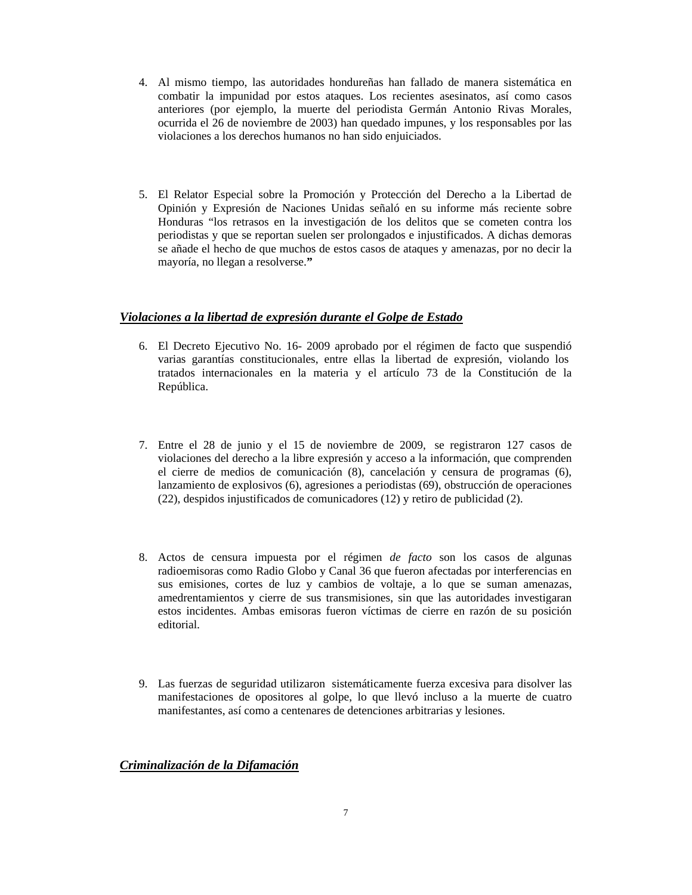4. Al mismo tiempo, las autoridades hondureñas han fallado de manera sistemática en combatir la impunidad por estos ataques. Los recientes asesinatos, así como casos anteriores (por ejemplo, la muerte del periodista Germán Antonio Rivas Morales, ocurrida el 26 de noviembre de 2003) han quedado impunes, y los responsables por las violaciones a los derechos humanos no han sido enjuiciados.

5. El Relator Especial sobre la Promoción y Protección del Derecho a la Libertad de Opinión y Expresión de Naciones Unidas señaló en su informe más reciente sobre Honduras "los retrasos en la investigación de los delitos que se cometen contra los periodistas y que se reportan suelen ser prolongados e injustificados. A dichas demoras se añade el hecho de que muchos de estos casos de ataques y amenazas, por no decir la mayoría, no llegan a resolverse."

### ***Violaciones a la libertad de expresión durante el Golpe de Estado***

6. El Decreto Ejecutivo No. 16- 2009 aprobado por el régimen de facto que suspendió varias garantías constitucionales, entre ellas la libertad de expresión, violando los tratados internacionales en la materia y el artículo 73 de la Constitución de la República.

7. Entre el 28 de junio y el 15 de noviembre de 2009, se registraron 127 casos de violaciones del derecho a la libre expresión y acceso a la información, que comprenden el cierre de medios de comunicación (8), cancelación y censura de programas (6), lanzamiento de explosivos (6), agresiones a periodistas (69), obstrucción de operaciones (22), despidos injustificados de comunicadores (12) y retiro de publicidad (2).

8. Actos de censura impuesta por el régimen *de facto* son los casos de algunas radioemisoras como Radio Globo y Canal 36 que fueron afectadas por interferencias en sus emisiones, cortes de luz y cambios de voltaje, a lo que se suman amenazas, amedrentamientos y cierre de sus transmisiones, sin que las autoridades investigaran estos incidentes. Ambas emisoras fueron víctimas de cierre en razón de su posición editorial.

9. Las fuerzas de seguridad utilizaron sistemáticamente fuerza excesiva para disolver las manifestaciones de opositores al golpe, lo que llevó incluso a la muerte de cuatro manifestantes, así como a centenares de detenciones arbitrarias y lesiones.

### ***Criminalización de la Difamación***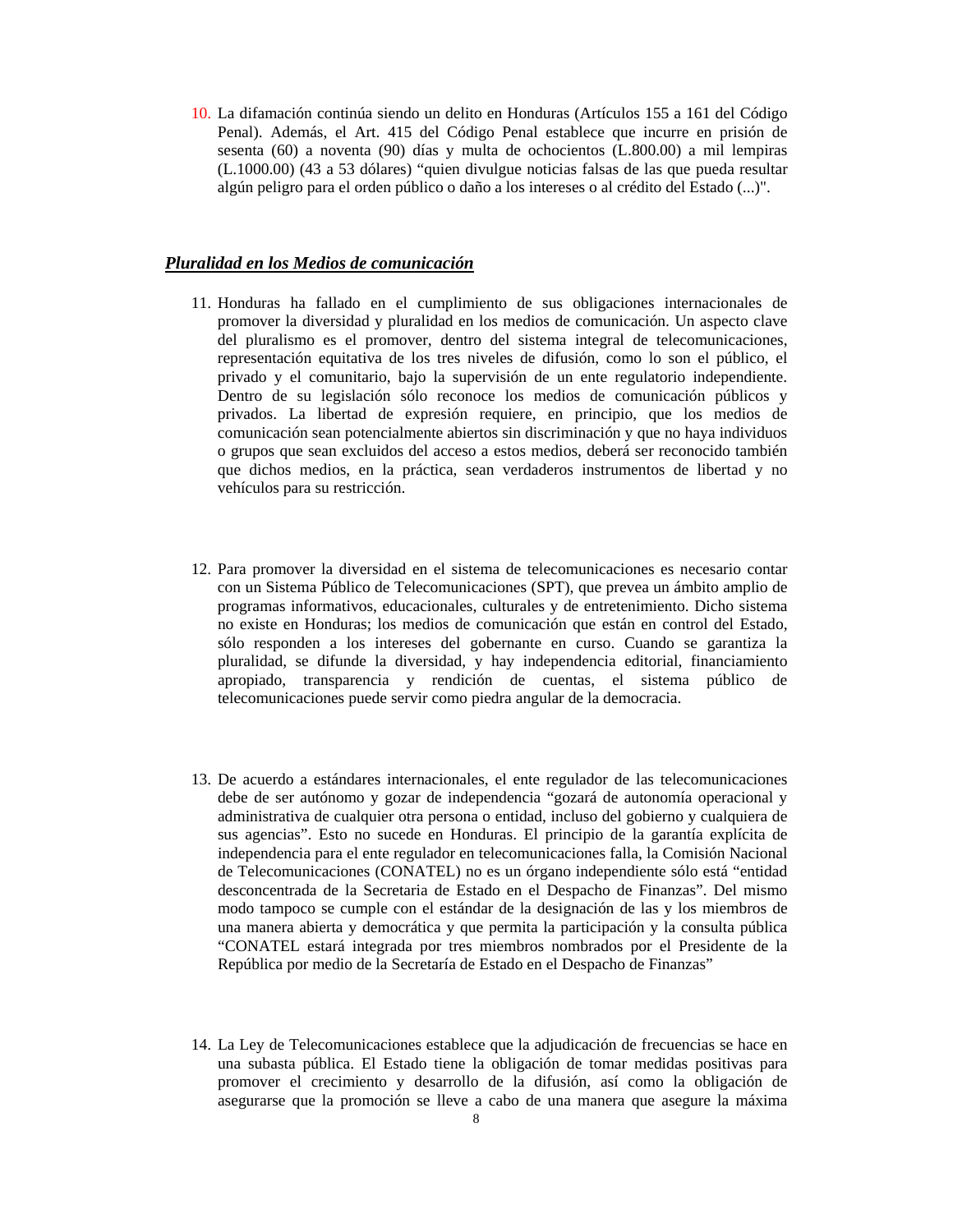10. La difamación continúa siendo un delito en Honduras (Artículos 155 a 161 del Código Penal). Además, el Art. 415 del Código Penal establece que incurre en prisión de sesenta (60) a noventa (90) días y multa de ochocientos (L.800.00) a mil lempiras (L.1000.00) (43 a 53 dólares) "quien divulgue noticias falsas de las que pueda resultar algún peligro para el orden público o daño a los intereses o al crédito del Estado (...)".

## ***Pluralidad en los Medios de comunicación***

11. Honduras ha fallado en el cumplimiento de sus obligaciones internacionales de promover la diversidad y pluralidad en los medios de comunicación. Un aspecto clave del pluralismo es el promover, dentro del sistema integral de telecomunicaciones, representación equitativa de los tres niveles de difusión, como lo son el público, el privado y el comunitario, bajo la supervisión de un ente regulatorio independiente. Dentro de su legislación sólo reconoce los medios de comunicación públicos y privados. La libertad de expresión requiere, en principio, que los medios de comunicación sean potencialmente abiertos sin discriminación y que no haya individuos o grupos que sean excluidos del acceso a estos medios, deberá ser reconocido también que dichos medios, en la práctica, sean verdaderos instrumentos de libertad y no vehículos para su restricción.

12. Para promover la diversidad en el sistema de telecomunicaciones es necesario contar con un Sistema Público de Telecomunicaciones (SPT), que prevea un ámbito amplio de programas informativos, educacionales, culturales y de entretenimiento. Dicho sistema no existe en Honduras; los medios de comunicación que están en control del Estado, sólo responden a los intereses del gobernante en curso. Cuando se garantiza la pluralidad, se difunde la diversidad, y hay independencia editorial, financiamiento apropiado, transparencia y rendición de cuentas, el sistema público de telecomunicaciones puede servir como piedra angular de la democracia.

13. De acuerdo a estándares internacionales, el ente regulador de las telecomunicaciones debe de ser autónomo y gozar de independencia "gozará de autonomía operacional y administrativa de cualquier otra persona o entidad, incluso del gobierno y cualquiera de sus agencias". Esto no sucede en Honduras. El principio de la garantía explícita de independencia para el ente regulador en telecomunicaciones falla, la Comisión Nacional de Telecomunicaciones (CONATEL) no es un órgano independiente sólo está "entidad desconcentrada de la Secretaria de Estado en el Despacho de Finanzas". Del mismo modo tampoco se cumple con el estándar de la designación de las y los miembros de una manera abierta y democrática y que permita la participación y la consulta pública "CONATEL estará integrada por tres miembros nombrados por el Presidente de la República por medio de la Secretaría de Estado en el Despacho de Finanzas"

14. La Ley de Telecomunicaciones establece que la adjudicación de frecuencias se hace en una subasta pública. El Estado tiene la obligación de tomar medidas positivas para promover el crecimiento y desarrollo de la difusión, así como la obligación de asegurarse que la promoción se lleve a cabo de una manera que asegure la máxima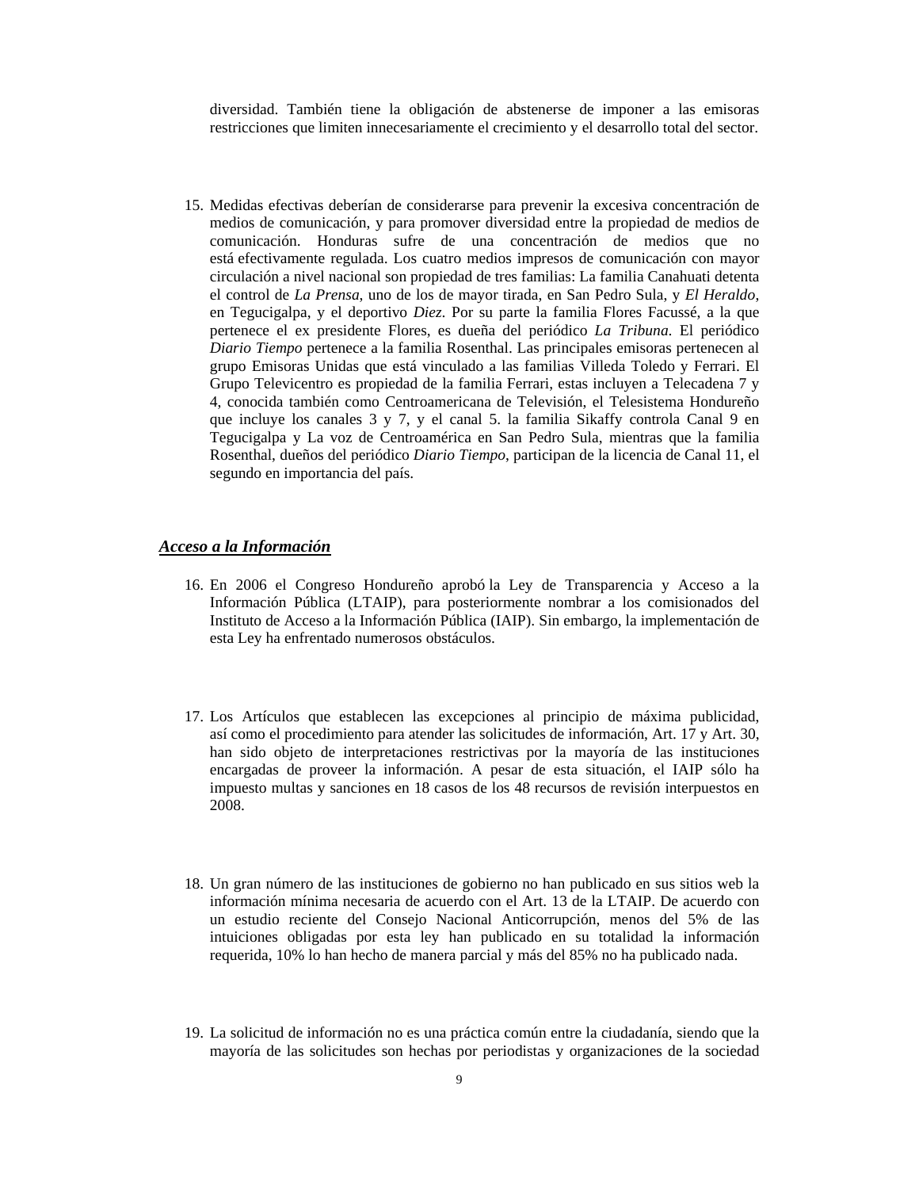diversidad. También tiene la obligación de abstenerse de imponer a las emisoras restricciones que limiten innecesariamente el crecimiento y el desarrollo total del sector.

15. Medidas efectivas deberían de considerarse para prevenir la excesiva concentración de medios de comunicación, y para promover diversidad entre la propiedad de medios de comunicación. Honduras sufre de una concentración de medios que no está efectivamente regulada. Los cuatro medios impresos de comunicación con mayor circulación a nivel nacional son propiedad de tres familias: La familia Canahuati detenta el control de *La Prensa*, uno de los de mayor tirada, en San Pedro Sula, y *El Heraldo*, en Tegucigalpa, y el deportivo *Diez*. Por su parte la familia Flores Facussé, a la que pertenece el ex presidente Flores, es dueña del periódico *La Tribuna*. El periódico *Diario Tiempo* pertenece a la familia Rosenthal. Las principales emisoras pertenecen al grupo Emisoras Unidas que está vinculado a las familias Villeda Toledo y Ferrari. El Grupo Televicentro es propiedad de la familia Ferrari, estas incluyen a Telecadena 7 y 4, conocida también como Centroamericana de Televisión, el Telesistema Hondureño que incluye los canales 3 y 7, y el canal 5. la familia Sikaffy controla Canal 9 en Tegucigalpa y La voz de Centroamérica en San Pedro Sula, mientras que la familia Rosenthal, dueños del periódico *Diario Tiempo*, participan de la licencia de Canal 11, el segundo en importancia del país.

## ***Acceso a la Información***

16. En 2006 el Congreso Hondureño aprobó la Ley de Transparencia y Acceso a la Información Pública (LTAIP), para posteriormente nombrar a los comisionados del Instituto de Acceso a la Información Pública (IAIP). Sin embargo, la implementación de esta Ley ha enfrentado numerosos obstáculos.

17. Los Artículos que establecen las excepciones al principio de máxima publicidad, así como el procedimiento para atender las solicitudes de información, Art. 17 y Art. 30, han sido objeto de interpretaciones restrictivas por la mayoría de las instituciones encargadas de proveer la información. A pesar de esta situación, el IAIP sólo ha impuesto multas y sanciones en 18 casos de los 48 recursos de revisión interpuestos en 2008.

18. Un gran número de las instituciones de gobierno no han publicado en sus sitios web la información mínima necesaria de acuerdo con el Art. 13 de la LTAIP. De acuerdo con un estudio reciente del Consejo Nacional Anticorrupción, menos del 5% de las intuiciones obligadas por esta ley han publicado en su totalidad la información requerida, 10% lo han hecho de manera parcial y más del 85% no ha publicado nada.

19. La solicitud de información no es una práctica común entre la ciudadanía, siendo que la mayoría de las solicitudes son hechas por periodistas y organizaciones de la sociedad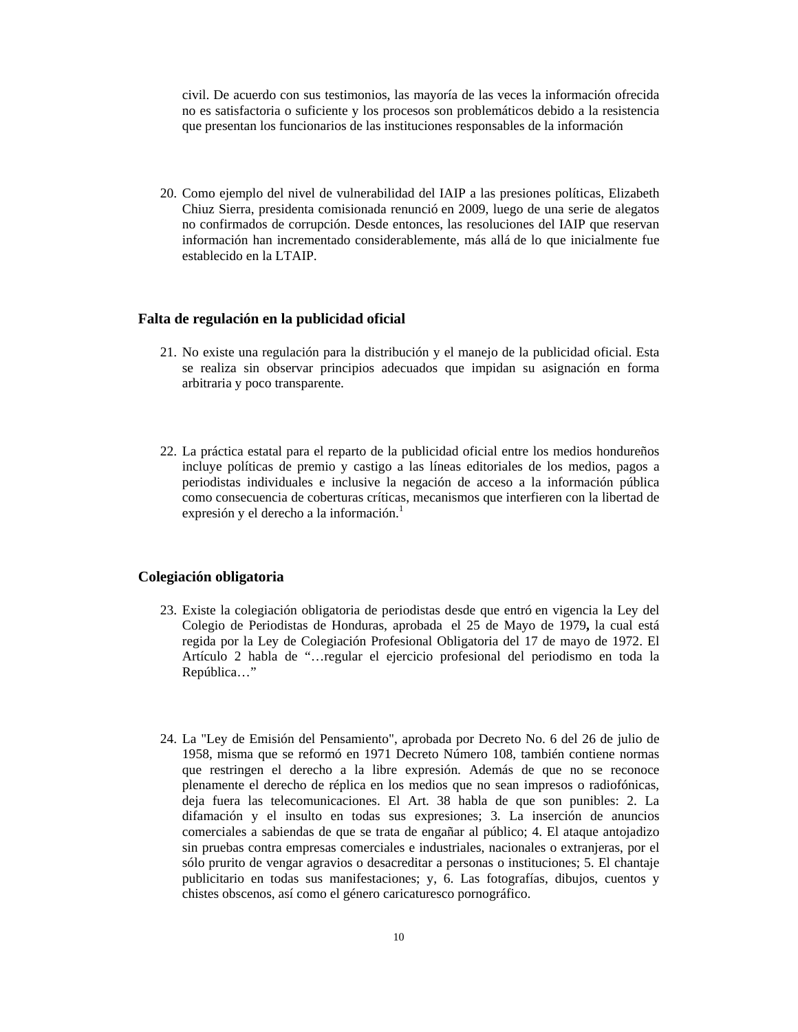civil. De acuerdo con sus testimonios, las mayoría de las veces la información ofrecida no es satisfactoria o suficiente y los procesos son problemáticos debido a la resistencia que presentan los funcionarios de las instituciones responsables de la información

20. Como ejemplo del nivel de vulnerabilidad del IAIP a las presiones políticas, Elizabeth Chiuz Sierra, presidenta comisionada renunció en 2009, luego de una serie de alegatos no confirmados de corrupción. Desde entonces, las resoluciones del IAIP que reservan información han incrementado considerablemente, más allá de lo que inicialmente fue establecido en la LTAIP.

### Falta de regulación en la publicidad oficial

21. No existe una regulación para la distribución y el manejo de la publicidad oficial. Esta se realiza sin observar principios adecuados que impidan su asignación en forma arbitraria y poco transparente.

22. La práctica estatal para el reparto de la publicidad oficial entre los medios hondureños incluye políticas de premio y castigo a las líneas editoriales de los medios, pagos a periodistas individuales e inclusive la negación de acceso a la información pública como consecuencia de coberturas críticas, mecanismos que interfieren con la libertad de expresión y el derecho a la información.[1]

### Colegiación obligatoria

23. Existe la colegiación obligatoria de periodistas desde que entró en vigencia la Ley del Colegio de Periodistas de Honduras, aprobada el 25 de Mayo de 1979**,** la cual está regida por la Ley de Colegiación Profesional Obligatoria del 17 de mayo de 1972. El Artículo 2 habla de "…regular el ejercicio profesional del periodismo en toda la República…"

24. La "Ley de Emisión del Pensamiento", aprobada por Decreto No. 6 del 26 de julio de 1958, misma que se reformó en 1971 Decreto Número 108, también contiene normas que restringen el derecho a la libre expresión. Además de que no se reconoce plenamente el derecho de réplica en los medios que no sean impresos o radiofónicas, deja fuera las telecomunicaciones. El Art. 38 habla de que son punibles: 2. La difamación y el insulto en todas sus expresiones; 3. La inserción de anuncios comerciales a sabiendas de que se trata de engañar al público; 4. El ataque antojadizo sin pruebas contra empresas comerciales e industriales, nacionales o extranjeras, por el sólo prurito de vengar agravios o desacreditar a personas o instituciones; 5. El chantaje publicitario en todas sus manifestaciones; y, 6. Las fotografías, dibujos, cuentos y chistes obscenos, así como el género caricaturesco pornográfico.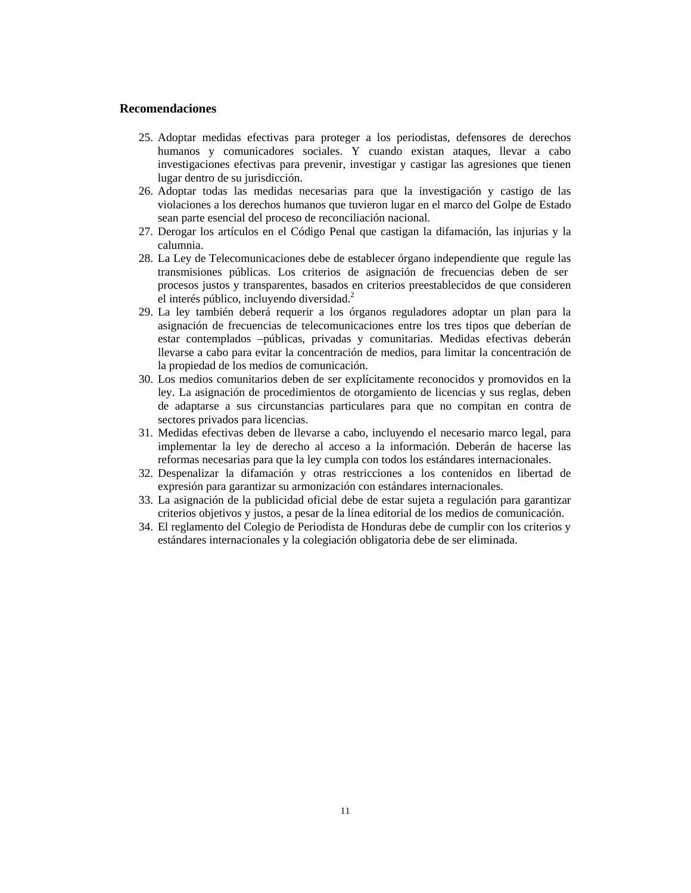## Recomendaciones

25. Adoptar medidas efectivas para proteger a los periodistas, defensores de derechos humanos y comunicadores sociales. Y cuando existan ataques, llevar a cabo investigaciones efectivas para prevenir, investigar y castigar las agresiones que tienen lugar dentro de su jurisdicción.
26. Adoptar todas las medidas necesarias para que la investigación y castigo de las violaciones a los derechos humanos que tuvieron lugar en el marco del Golpe de Estado sean parte esencial del proceso de reconciliación nacional.
27. Derogar los artículos en el Código Penal que castigan la difamación, las injurias y la calumnia.
28. La Ley de Telecomunicaciones debe de establecer órgano independiente que regule las transmisiones públicas. Los criterios de asignación de frecuencias deben de ser procesos justos y transparentes, basados en criterios preestablecidos de que consideren el interés público, incluyendo diversidad.[2]
29. La ley también deberá requerir a los órganos reguladores adoptar un plan para la asignación de frecuencias de telecomunicaciones entre los tres tipos que deberían de estar contemplados –públicas, privadas y comunitarias. Medidas efectivas deberán llevarse a cabo para evitar la concentración de medios, para limitar la concentración de la propiedad de los medios de comunicación.
30. Los medios comunitarios deben de ser explícitamente reconocidos y promovidos en la ley. La asignación de procedimientos de otorgamiento de licencias y sus reglas, deben de adaptarse a sus circunstancias particulares para que no compitan en contra de sectores privados para licencias.
31. Medidas efectivas deben de llevarse a cabo, incluyendo el necesario marco legal, para implementar la ley de derecho al acceso a la información. Deberán de hacerse las reformas necesarias para que la ley cumpla con todos los estándares internacionales.
32. Despenalizar la difamación y otras restricciones a los contenidos en libertad de expresión para garantizar su armonización con estándares internacionales.
33. La asignación de la publicidad oficial debe de estar sujeta a regulación para garantizar criterios objetivos y justos, a pesar de la línea editorial de los medios de comunicación.
34. El reglamento del Colegio de Periodista de Honduras debe de cumplir con los criterios y estándares internacionales y la colegiación obligatoria debe de ser eliminada.